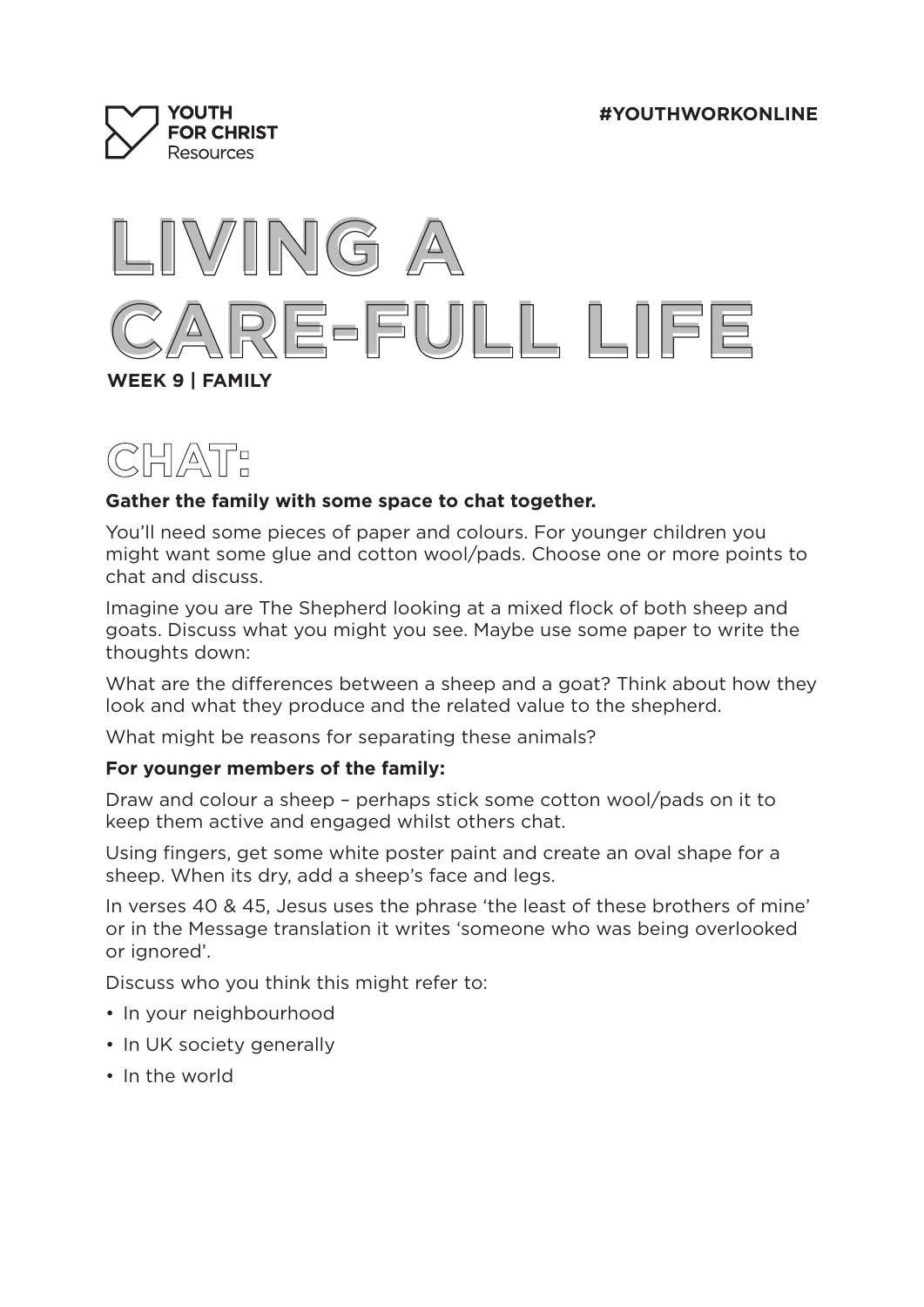# LIVING A CARE-FULL LIFE

**WEEK 9 | FAMILY**

## CHAT:

**Gather the family with some space to chat together.**

You'll need some pieces of paper and colours. For younger children you might want some glue and cotton wool/pads. Choose one or more points to chat and discuss.

Imagine you are The Shepherd looking at a mixed flock of both sheep and goats. Discuss what you might you see. Maybe use some paper to write the thoughts down:

What are the differences between a sheep and a goat? Think about how they look and what they produce and the related value to the shepherd.

What might be reasons for separating these animals?

**For younger members of the family:**

Draw and colour a sheep – perhaps stick some cotton wool/pads on it to keep them active and engaged whilst others chat.

Using fingers, get some white poster paint and create an oval shape for a sheep. When its dry, add a sheep's face and legs.

In verses 40 & 45, Jesus uses the phrase 'the least of these brothers of mine' or in the Message translation it writes 'someone who was being overlooked or ignored'.

Discuss who you think this might refer to:

- In your neighbourhood
- In UK society generally
- In the world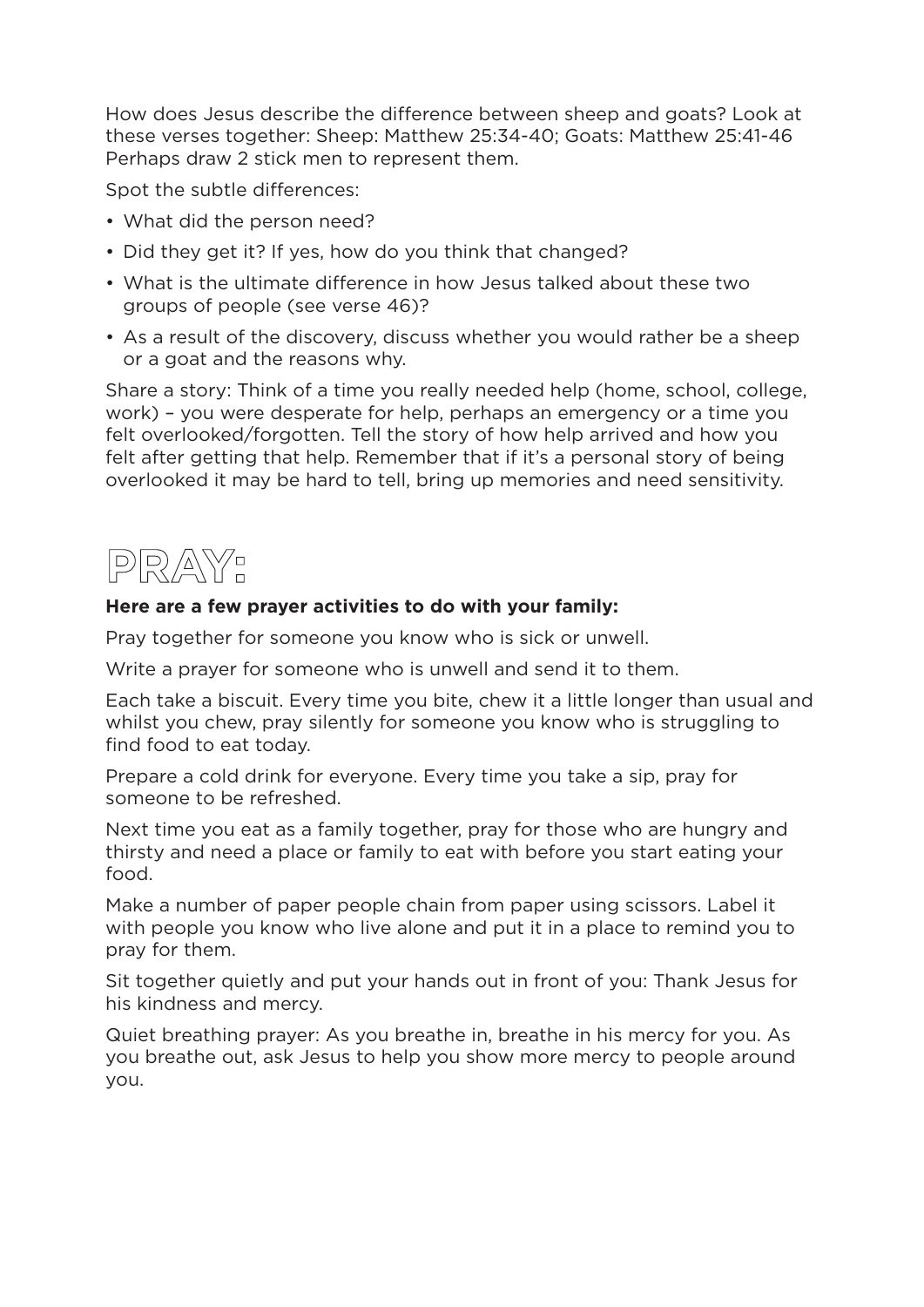How does Jesus describe the difference between sheep and goats? Look at these verses together: Sheep: Matthew 25:34-40; Goats: Matthew 25:41-46 Perhaps draw 2 stick men to represent them.

Spot the subtle differences:

- What did the person need?
- Did they get it? If yes, how do you think that changed?
- What is the ultimate difference in how Jesus talked about these two groups of people (see verse 46)?
- As a result of the discovery, discuss whether you would rather be a sheep or a goat and the reasons why.

Share a story: Think of a time you really needed help (home, school, college, work) – you were desperate for help, perhaps an emergency or a time you felt overlooked/forgotten. Tell the story of how help arrived and how you felt after getting that help. Remember that if it's a personal story of being overlooked it may be hard to tell, bring up memories and need sensitivity.

# PRAY:

**Here are a few prayer activities to do with your family:**

Pray together for someone you know who is sick or unwell.

Write a prayer for someone who is unwell and send it to them.

Each take a biscuit. Every time you bite, chew it a little longer than usual and whilst you chew, pray silently for someone you know who is struggling to find food to eat today.

Prepare a cold drink for everyone. Every time you take a sip, pray for someone to be refreshed.

Next time you eat as a family together, pray for those who are hungry and thirsty and need a place or family to eat with before you start eating your food.

Make a number of paper people chain from paper using scissors. Label it with people you know who live alone and put it in a place to remind you to pray for them.

Sit together quietly and put your hands out in front of you: Thank Jesus for his kindness and mercy.

Quiet breathing prayer: As you breathe in, breathe in his mercy for you. As you breathe out, ask Jesus to help you show more mercy to people around you.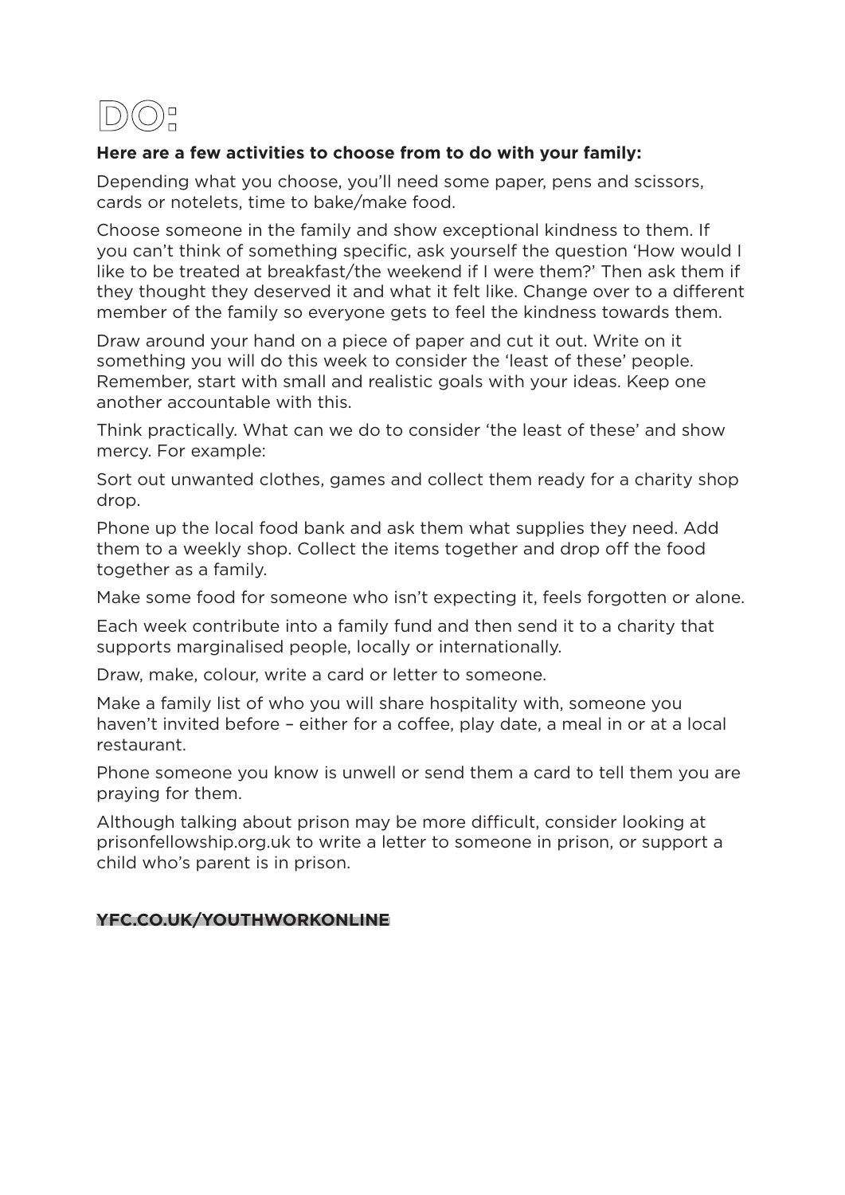# DO:

**Here are a few activities to choose from to do with your family:**

Depending what you choose, you'll need some paper, pens and scissors, cards or notelets, time to bake/make food.

Choose someone in the family and show exceptional kindness to them. If you can't think of something specific, ask yourself the question 'How would I like to be treated at breakfast/the weekend if I were them?' Then ask them if they thought they deserved it and what it felt like. Change over to a different member of the family so everyone gets to feel the kindness towards them.

Draw around your hand on a piece of paper and cut it out. Write on it something you will do this week to consider the 'least of these' people. Remember, start with small and realistic goals with your ideas. Keep one another accountable with this.

Think practically. What can we do to consider 'the least of these' and show mercy. For example:

Sort out unwanted clothes, games and collect them ready for a charity shop drop.

Phone up the local food bank and ask them what supplies they need. Add them to a weekly shop. Collect the items together and drop off the food together as a family.

Make some food for someone who isn't expecting it, feels forgotten or alone.

Each week contribute into a family fund and then send it to a charity that supports marginalised people, locally or internationally.

Draw, make, colour, write a card or letter to someone.

Make a family list of who you will share hospitality with, someone you haven't invited before – either for a coffee, play date, a meal in or at a local restaurant.

Phone someone you know is unwell or send them a card to tell them you are praying for them.

Although talking about prison may be more difficult, consider looking at prisonfellowship.org.uk to write a letter to someone in prison, or support a child who's parent is in prison.

**YFC.CO.UK/YOUTHWORKONLINE**